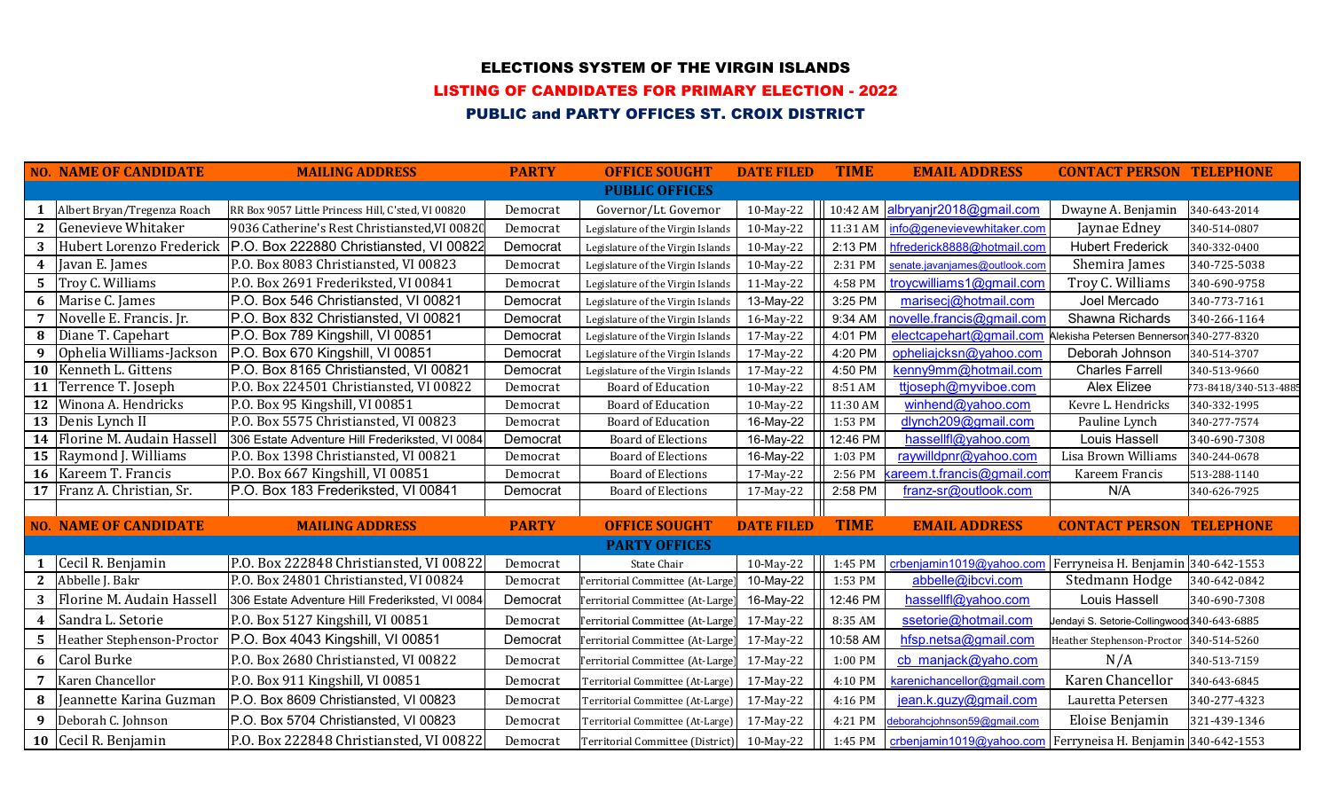# ELECTIONS SYSTEM OF THE VIRGIN ISLANDS

## LISTING OF CANDIDATES FOR PRIMARY ELECTION - 2022

## PUBLIC and PARTY OFFICES ST. CROIX DISTRICT

| NO. | NAME OF CANDIDATE | MAILING ADDRESS | PARTY | OFFICE SOUGHT | DATE FILED | TIME | EMAIL ADDRESS | CONTACT PERSON | TELEPHONE |
|---|---|---|---|---|---|---|---|---|---|
| | | | | **PUBLIC OFFICES** | | | | | |
| 1 | Albert Bryan/Tregenza Roach | RR Box 9057 Little Princess Hill, C'sted, VI 00820 | Democrat | Governor/Lt. Governor | 10-May-22 | 10:42 AM | albryanjr2018@gmail.com | Dwayne A. Benjamin | 340-643-2014 |
| 2 | Genevieve Whitaker | 9036 Catherine's Rest Christiansted,VI 00820 | Democrat | Legislature of the Virgin Islands | 10-May-22 | 11:31 AM | info@genevievewhitaker.com | Jaynae Edney | 340-514-0807 |
| 3 | Hubert Lorenzo Frederick | P.O. Box 222880 Christiansted, VI 00822 | Democrat | Legislature of the Virgin Islands | 10-May-22 | 2:13 PM | hfrederick8888@hotmail.com | Hubert Frederick | 340-332-0400 |
| 4 | Javan E. James | P.O. Box 8083 Christiansted, VI 00823 | Democrat | Legislature of the Virgin Islands | 10-May-22 | 2:31 PM | senate.javanjames@outlook.com | Shemira James | 340-725-5038 |
| 5 | Troy C. Williams | P.O. Box 2691 Frederiksted, VI 00841 | Democrat | Legislature of the Virgin Islands | 11-May-22 | 4:58 PM | troycwilliams1@gmail.com | Troy C. Williams | 340-690-9758 |
| 6 | Marise C. James | P.O. Box 546 Christiansted, VI 00821 | Democrat | Legislature of the Virgin Islands | 13-May-22 | 3:25 PM | marisecj@hotmail.com | Joel Mercado | 340-773-7161 |
| 7 | Novelle E. Francis. Jr. | P.O. Box 832 Christiansted, VI 00821 | Democrat | Legislature of the Virgin Islands | 16-May-22 | 9:34 AM | novelle.francis@gmail.com | Shawna Richards | 340-266-1164 |
| 8 | Diane T. Capehart | P.O. Box 789 Kingshill, VI 00851 | Democrat | Legislature of the Virgin Islands | 17-May-22 | 4:01 PM | electcapehart@gmail.com | Alekisha Petersen Bennerson | 340-277-8320 |
| 9 | Ophelia Williams-Jackson | P.O. Box 670 Kingshill, VI 00851 | Democrat | Legislature of the Virgin Islands | 17-May-22 | 4:20 PM | opheliajcksn@yahoo.com | Deborah Johnson | 340-514-3707 |
| 10 | Kenneth L. Gittens | P.O. Box 8165 Christiansted, VI 00821 | Democrat | Legislature of the Virgin Islands | 17-May-22 | 4:50 PM | kenny9mm@hotmail.com | Charles Farrell | 340-513-9660 |
| 11 | Terrence T. Joseph | P.O. Box 224501 Christiansted, VI 00822 | Democrat | Board of Education | 10-May-22 | 8:51 AM | ttjoseph@myviboe.com | Alex Elizee | 773-8418/340-514-4885 |
| 12 | Winona A. Hendricks | P.O. Box 95 Kingshill, VI 00851 | Democrat | Board of Education | 10-May-22 | 11:30 AM | winhend@yahoo.com | Kevre L. Hendricks | 340-332-1995 |
| 13 | Denis Lynch II | P.O. Box 5575 Christiansted, VI 00823 | Democrat | Board of Education | 16-May-22 | 1:53 PM | dlynch209@gmail.com | Pauline Lynch | 340-277-7574 |
| 14 | Florine M. Audain Hassell | 306 Estate Adventure Hill Frederiksted, VI 00840 | Democrat | Board of Elections | 16-May-22 | 12:46 PM | hassellfl@yahoo.com | Louis Hassell | 340-690-7308 |
| 15 | Raymond J. Williams | P.O. Box 1398 Christiansted, VI 00821 | Democrat | Board of Elections | 16-May-22 | 1:03 PM | raywilldpnr@yahoo.com | Lisa Brown Williams | 340-244-0678 |
| 16 | Kareem T. Francis | P.O. Box 667 Kingshill, VI 00851 | Democrat | Board of Elections | 17-May-22 | 2:56 PM | kareem.t.francis@gmail.com | Kareem Francis | 513-288-1140 |
| 17 | Franz A. Christian, Sr. | P.O. Box 183 Frederiksted, VI 00841 | Democrat | Board of Elections | 17-May-22 | 2:58 PM | franz-sr@outlook.com | N/A | 340-626-7925 |

| NO. | NAME OF CANDIDATE | MAILING ADDRESS | PARTY | OFFICE SOUGHT | DATE FILED | TIME | EMAIL ADDRESS | CONTACT PERSON | TELEPHONE |
|---|---|---|---|---|---|---|---|---|---|
| | | | | **PARTY OFFICES** | | | | | |
| 1 | Cecil R. Benjamin | P.O. Box 222848 Christiansted, VI 00822 | Democrat | State Chair | 10-May-22 | 1:45 PM | crbenjamin1019@yahoo.com | Ferryneisa H. Benjamin | 340-642-1553 |
| 2 | Abbelle J. Bakr | P.O. Box 24801 Christiansted, VI 00824 | Democrat | Territorial Committee (At-Large) | 10-May-22 | 1:53 PM | abbelle@ibcvi.com | Stedmann Hodge | 340-642-0842 |
| 3 | Florine M. Audain Hassell | 306 Estate Adventure Hill Frederiksted, VI 00840 | Democrat | Territorial Committee (At-Large) | 16-May-22 | 12:46 PM | hassellfl@yahoo.com | Louis Hassell | 340-690-7308 |
| 4 | Sandra L. Setorie | P.O. Box 5127 Kingshill, VI 00851 | Democrat | Territorial Committee (At-Large) | 17-May-22 | 8:35 AM | ssetorie@hotmail.com | Jendayi S. Setorie-Collingwood | 340-643-6885 |
| 5 | Heather Stephenson-Proctor | P.O. Box 4043 Kingshill, VI 00851 | Democrat | Territorial Committee (At-Large) | 17-May-22 | 10:58 AM | hfsp.netsa@gmail.com | Heather Stephenson-Proctor | 340-514-5260 |
| 6 | Carol Burke | P.O. Box 2680 Christiansted, VI 00822 | Democrat | Territorial Committee (At-Large) | 17-May-22 | 1:00 PM | cb_manjack@yaho.com | N/A | 340-513-7159 |
| 7 | Karen Chancellor | P.O. Box 911 Kingshill, VI 00851 | Democrat | Territorial Committee (At-Large) | 17-May-22 | 4:10 PM | karenichancellor@gmail.com | Karen Chancellor | 340-643-6845 |
| 8 | Jeannette Karina Guzman | P.O. Box 8609 Christiansted, VI 00823 | Democrat | Territorial Committee (At-Large) | 17-May-22 | 4:16 PM | jean.k.guzy@gmail.com | Lauretta Petersen | 340-277-4323 |
| 9 | Deborah C. Johnson | P.O. Box 5704 Christiansted, VI 00823 | Democrat | Territorial Committee (At-Large) | 17-May-22 | 4:21 PM | deborahcjohnson59@gmail.com | Eloise Benjamin | 321-439-1346 |
| 10 | Cecil R. Benjamin | P.O. Box 222848 Christiansted, VI 00822 | Democrat | Territorial Committee (District) | 10-May-22 | 1:45 PM | crbenjamin1019@yahoo.com | Ferryneisa H. Benjamin | 340-642-1553 |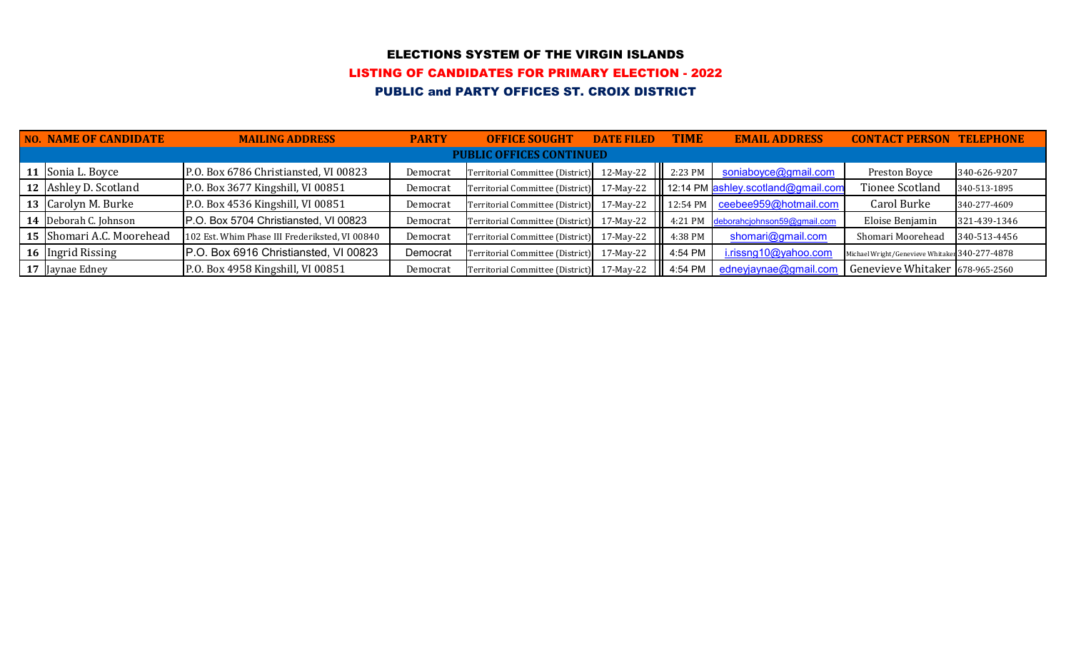# ELECTIONS SYSTEM OF THE VIRGIN ISLANDS

## LISTING OF CANDIDATES FOR PRIMARY ELECTION - 2022

## PUBLIC and PARTY OFFICES ST. CROIX DISTRICT

| NO. | NAME OF CANDIDATE | MAILING ADDRESS | PARTY | OFFICE SOUGHT | DATE FILED | TIME | EMAIL ADDRESS | CONTACT PERSON | TELEPHONE |
|---|---|---|---|---|---|---|---|---|---|
| **PUBLIC OFFICES CONTINUED** | | | | | | | | | |
| 11 | Sonia L. Boyce | P.O. Box 6786 Christiansted, VI 00823 | Democrat | Territorial Committee (District) | 12-May-22 | 2:23 PM | soniaboyce@gmail.com | Preston Boyce | 340-626-9207 |
| 12 | Ashley D. Scotland | P.O. Box 3677 Kingshill, VI 00851 | Democrat | Territorial Committee (District) | 17-May-22 | 12:14 PM | ashley.scotland@gmail.com | Tionee Scotland | 340-513-1895 |
| 13 | Carolyn M. Burke | P.O. Box 4536 Kingshill, VI 00851 | Democrat | Territorial Committee (District) | 17-May-22 | 12:54 PM | ceebee959@hotmail.com | Carol Burke | 340-277-4609 |
| 14 | Deborah C. Johnson | P.O. Box 5704 Christiansted, VI 00823 | Democrat | Territorial Committee (District) | 17-May-22 | 4:21 PM | deborahcjohnson59@gmail.com | Eloise Benjamin | 321-439-1346 |
| 15 | Shomari A.C. Moorehead | 102 Est. Whim Phase III Frederiksted, VI 00840 | Democrat | Territorial Committee (District) | 17-May-22 | 4:38 PM | shomari@gmail.com | Shomari Moorehead | 340-513-4456 |
| 16 | Ingrid Rissing | P.O. Box 6916 Christiansted, VI 00823 | Democrat | Territorial Committee (District) | 17-May-22 | 4:54 PM | i.rissng10@yahoo.com | Michael Wright/Genevieve Whitaker | 340-277-4878 |
| 17 | Jaynae Edney | P.O. Box 4958 Kingshill, VI 00851 | Democrat | Territorial Committee (District) | 17-May-22 | 4:54 PM | edneyjaynae@gmail.com | Genevieve Whitaker | 678-965-2560 |